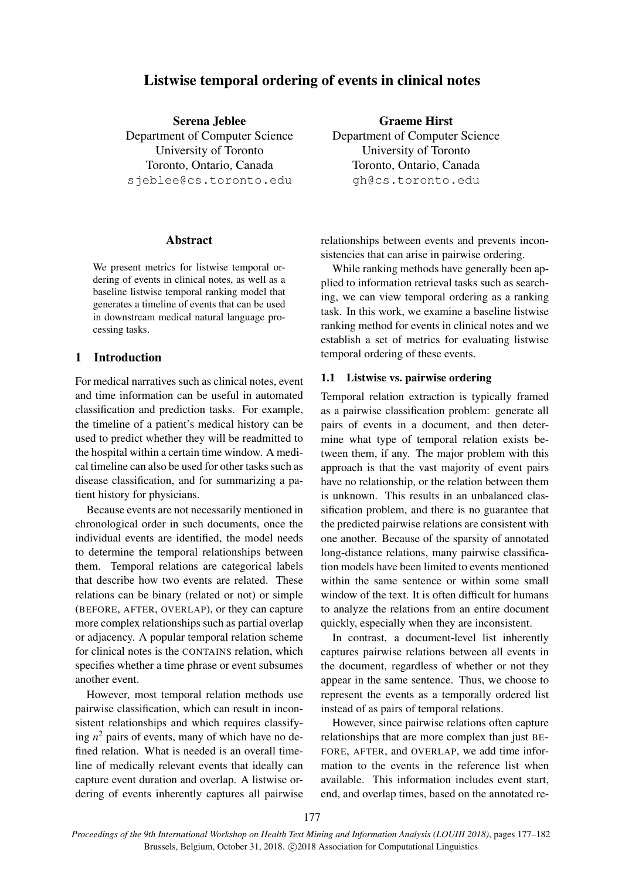# Listwise temporal ordering of events in clinical notes

**Serena Jeblee**
Department of Computer Science
University of Toronto
Toronto, Ontario, Canada
sjeblee@cs.toronto.edu

**Graeme Hirst**
Department of Computer Science
University of Toronto
Toronto, Ontario, Canada
gh@cs.toronto.edu

## Abstract

We present metrics for listwise temporal ordering of events in clinical notes, as well as a baseline listwise temporal ranking model that generates a timeline of events that can be used in downstream medical natural language processing tasks.

## 1 Introduction

For medical narratives such as clinical notes, event and time information can be useful in automated classification and prediction tasks. For example, the timeline of a patient's medical history can be used to predict whether they will be readmitted to the hospital within a certain time window. A medical timeline can also be used for other tasks such as disease classification, and for summarizing a patient history for physicians.

Because events are not necessarily mentioned in chronological order in such documents, once the individual events are identified, the model needs to determine the temporal relationships between them. Temporal relations are categorical labels that describe how two events are related. These relations can be binary (related or not) or simple (BEFORE, AFTER, OVERLAP), or they can capture more complex relationships such as partial overlap or adjacency. A popular temporal relation scheme for clinical notes is the CONTAINS relation, which specifies whether a time phrase or event subsumes another event.

However, most temporal relation methods use pairwise classification, which can result in inconsistent relationships and which requires classifying $n^2$ pairs of events, many of which have no defined relation. What is needed is an overall timeline of medically relevant events that ideally can capture event duration and overlap. A listwise ordering of events inherently captures all pairwise relationships between events and prevents inconsistencies that can arise in pairwise ordering.

While ranking methods have generally been applied to information retrieval tasks such as searching, we can view temporal ordering as a ranking task. In this work, we examine a baseline listwise ranking method for events in clinical notes and we establish a set of metrics for evaluating listwise temporal ordering of these events.

### 1.1 Listwise vs. pairwise ordering

Temporal relation extraction is typically framed as a pairwise classification problem: generate all pairs of events in a document, and then determine what type of temporal relation exists between them, if any. The major problem with this approach is that the vast majority of event pairs have no relationship, or the relation between them is unknown. This results in an unbalanced classification problem, and there is no guarantee that the predicted pairwise relations are consistent with one another. Because of the sparsity of annotated long-distance relations, many pairwise classification models have been limited to events mentioned within the same sentence or within some small window of the text. It is often difficult for humans to analyze the relations from an entire document quickly, especially when they are inconsistent.

In contrast, a document-level list inherently captures pairwise relations between all events in the document, regardless of whether or not they appear in the same sentence. Thus, we choose to represent the events as a temporally ordered list instead of as pairs of temporal relations.

However, since pairwise relations often capture relationships that are more complex than just BEFORE, AFTER, and OVERLAP, we add time information to the events in the reference list when available. This information includes event start, end, and overlap times, based on the annotated re-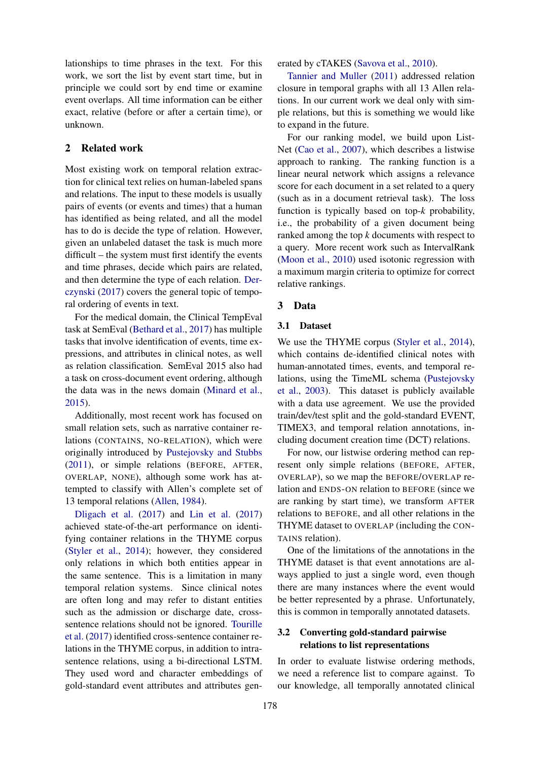lationships to time phrases in the text. For this work, we sort the list by event start time, but in principle we could sort by end time or examine event overlaps. All time information can be either exact, relative (before or after a certain time), or unknown.

## 2 Related work

Most existing work on temporal relation extraction for clinical text relies on human-labeled spans and relations. The input to these models is usually pairs of events (or events and times) that a human has identified as being related, and all the model has to do is decide the type of relation. However, given an unlabeled dataset the task is much more difficult – the system must first identify the events and time phrases, decide which pairs are related, and then determine the type of each relation. Derczynski (2017) covers the general topic of temporal ordering of events in text.

For the medical domain, the Clinical TempEval task at SemEval (Bethard et al., 2017) has multiple tasks that involve identification of events, time expressions, and attributes in clinical notes, as well as relation classification. SemEval 2015 also had a task on cross-document event ordering, although the data was in the news domain (Minard et al., 2015).

Additionally, most recent work has focused on small relation sets, such as narrative container relations (CONTAINS, NO-RELATION), which were originally introduced by Pustejovsky and Stubbs (2011), or simple relations (BEFORE, AFTER, OVERLAP, NONE), although some work has attempted to classify with Allen's complete set of 13 temporal relations (Allen, 1984).

Dligach et al. (2017) and Lin et al. (2017) achieved state-of-the-art performance on identifying container relations in the THYME corpus (Styler et al., 2014); however, they considered only relations in which both entities appear in the same sentence. This is a limitation in many temporal relation systems. Since clinical notes are often long and may refer to distant entities such as the admission or discharge date, cross-sentence relations should not be ignored. Tourille et al. (2017) identified cross-sentence container relations in the THYME corpus, in addition to intra-sentence relations, using a bi-directional LSTM. They used word and character embeddings of gold-standard event attributes and attributes generated by cTAKES (Savova et al., 2010).

Tannier and Muller (2011) addressed relation closure in temporal graphs with all 13 Allen relations. In our current work we deal only with simple relations, but this is something we would like to expand in the future.

For our ranking model, we build upon ListNet (Cao et al., 2007), which describes a listwise approach to ranking. The ranking function is a linear neural network which assigns a relevance score for each document in a set related to a query (such as in a document retrieval task). The loss function is typically based on top-*k* probability, i.e., the probability of a given document being ranked among the top *k* documents with respect to a query. More recent work such as IntervalRank (Moon et al., 2010) used isotonic regression with a maximum margin criteria to optimize for correct relative rankings.

## 3 Data

### 3.1 Dataset

We use the THYME corpus (Styler et al., 2014), which contains de-identified clinical notes with human-annotated times, events, and temporal relations, using the TimeML schema (Pustejovsky et al., 2003). This dataset is publicly available with a data use agreement. We use the provided train/dev/test split and the gold-standard EVENT, TIMEX3, and temporal relation annotations, including document creation time (DCT) relations.

For now, our listwise ordering method can represent only simple relations (BEFORE, AFTER, OVERLAP), so we map the BEFORE/OVERLAP relation and ENDS-ON relation to BEFORE (since we are ranking by start time), we transform AFTER relations to BEFORE, and all other relations in the THYME dataset to OVERLAP (including the CONTAINS relation).

One of the limitations of the annotations in the THYME dataset is that event annotations are always applied to just a single word, even though there are many instances where the event would be better represented by a phrase. Unfortunately, this is common in temporally annotated datasets.

### 3.2 Converting gold-standard pairwise relations to list representations

In order to evaluate listwise ordering methods, we need a reference list to compare against. To our knowledge, all temporally annotated clinical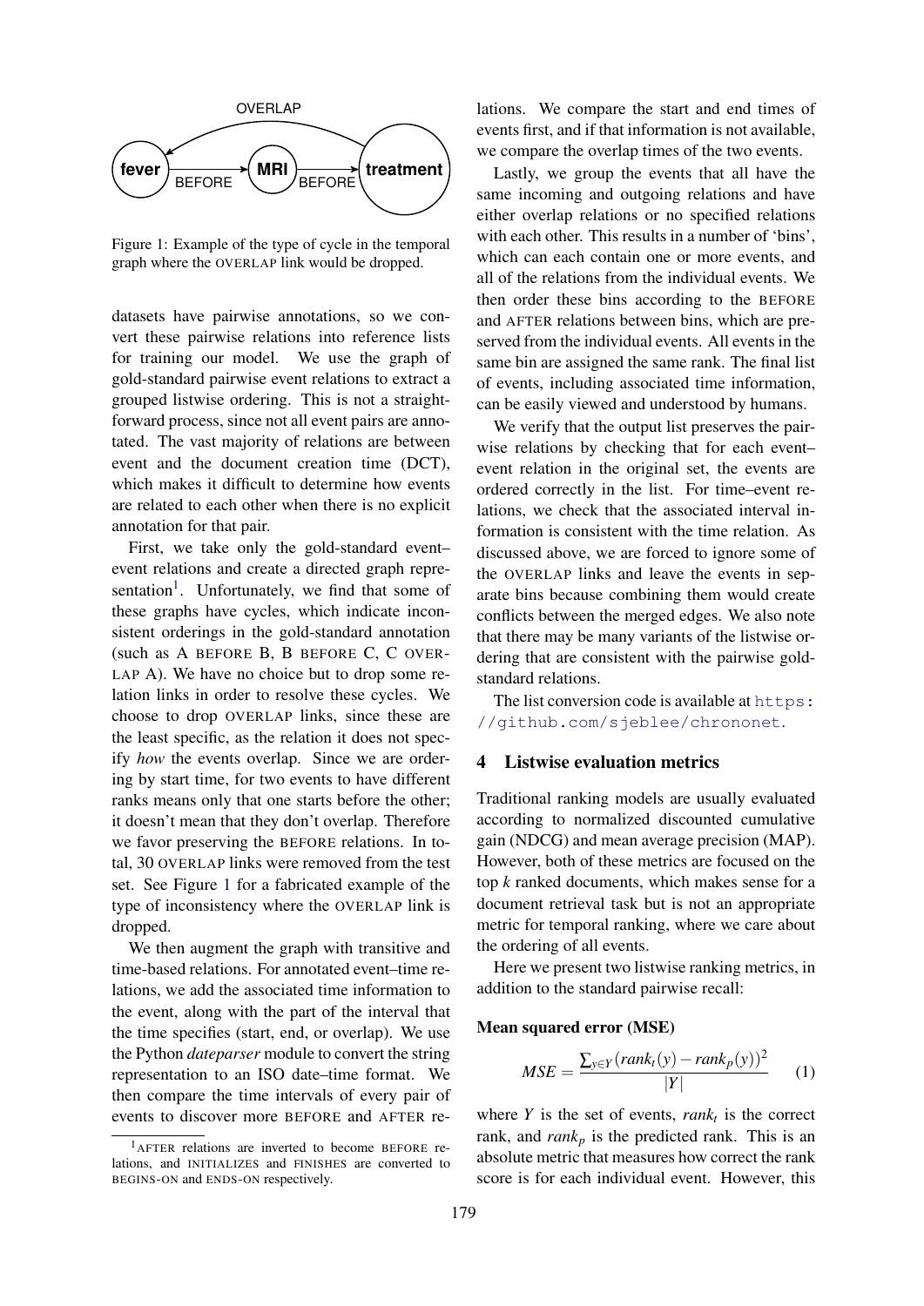Figure 1: Example of the type of cycle in the temporal graph where the OVERLAP link would be dropped.

datasets have pairwise annotations, so we convert these pairwise relations into reference lists for training our model. We use the graph of gold-standard pairwise event relations to extract a grouped listwise ordering. This is not a straightforward process, since not all event pairs are annotated. The vast majority of relations are between event and the document creation time (DCT), which makes it difficult to determine how events are related to each other when there is no explicit annotation for that pair.

First, we take only the gold-standard event–event relations and create a directed graph representation[1]. Unfortunately, we find that some of these graphs have cycles, which indicate inconsistent orderings in the gold-standard annotation (such as A BEFORE B, B BEFORE C, C OVERLAP A). We have no choice but to drop some relation links in order to resolve these cycles. We choose to drop OVERLAP links, since these are the least specific, as the relation it does not specify *how* the events overlap. Since we are ordering by start time, for two events to have different ranks means only that one starts before the other; it doesn't mean that they don't overlap. Therefore we favor preserving the BEFORE relations. In total, 30 OVERLAP links were removed from the test set. See Figure 1 for a fabricated example of the type of inconsistency where the OVERLAP link is dropped.

We then augment the graph with transitive and time-based relations. For annotated event–time relations, we add the associated time information to the event, along with the part of the interval that the time specifies (start, end, or overlap). We use the Python *dateparser* module to convert the string representation to an ISO date–time format. We then compare the time intervals of every pair of events to discover more BEFORE and AFTER relations. We compare the start and end times of events first, and if that information is not available, we compare the overlap times of the two events.

Lastly, we group the events that all have the same incoming and outgoing relations and have either overlap relations or no specified relations with each other. This results in a number of 'bins', which can each contain one or more events, and all of the relations from the individual events. We then order these bins according to the BEFORE and AFTER relations between bins, which are preserved from the individual events. All events in the same bin are assigned the same rank. The final list of events, including associated time information, can be easily viewed and understood by humans.

We verify that the output list preserves the pairwise relations by checking that for each event–event relation in the original set, the events are ordered correctly in the list. For time–event relations, we check that the associated interval information is consistent with the time relation. As discussed above, we are forced to ignore some of the OVERLAP links and leave the events in separate bins because combining them would create conflicts between the merged edges. We also note that there may be many variants of the listwise ordering that are consistent with the pairwise gold-standard relations.

The list conversion code is available at https://github.com/sjeblee/chrononet.

## 4 Listwise evaluation metrics

Traditional ranking models are usually evaluated according to normalized discounted cumulative gain (NDCG) and mean average precision (MAP). However, both of these metrics are focused on the top $k$ ranked documents, which makes sense for a document retrieval task but is not an appropriate metric for temporal ranking, where we care about the ordering of all events.

Here we present two listwise ranking metrics, in addition to the standard pairwise recall:

**Mean squared error (MSE)**

$$MSE = \frac{\sum_{y \in Y}(rank_t(y) - rank_p(y))^2}{|Y|} \quad (1)$$

where $Y$ is the set of events, $rank_t$ is the correct rank, and $rank_p$ is the predicted rank. This is an absolute metric that measures how correct the rank score is for each individual event. However, this

[1] AFTER relations are inverted to become BEFORE relations, and INITIALIZES and FINISHES are converted to BEGINS-ON and ENDS-ON respectively.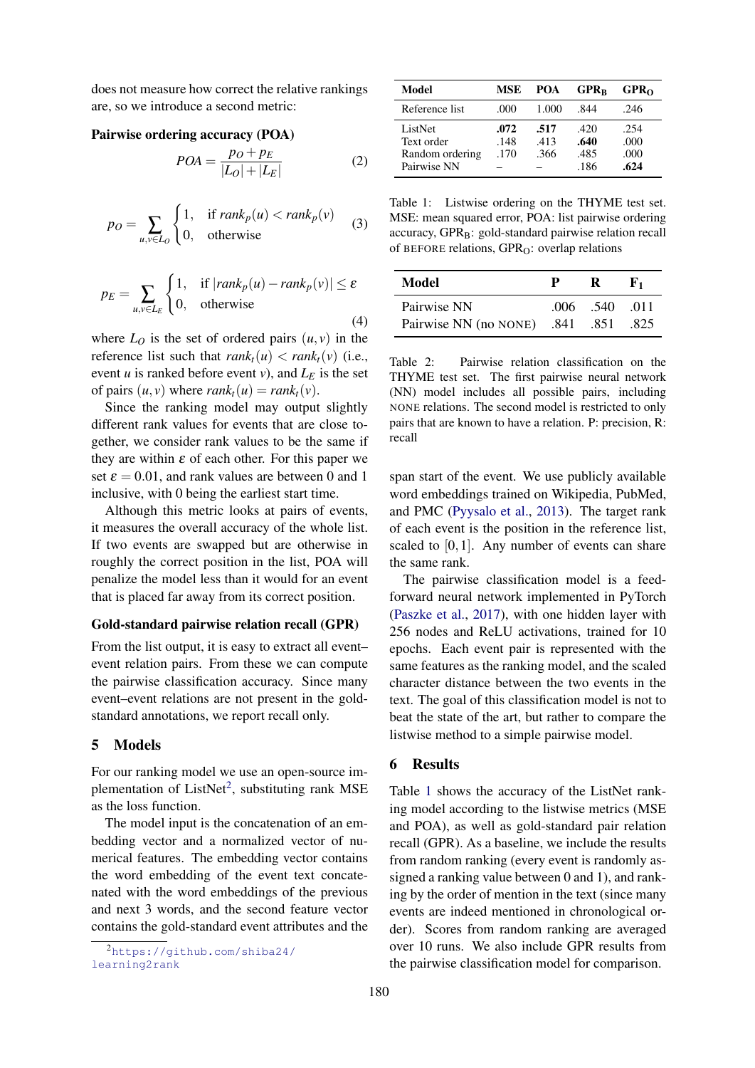does not measure how correct the relative rankings are, so we introduce a second metric:

**Pairwise ordering accuracy (POA)**

$$POA = \frac{p_O + p_E}{|L_O| + |L_E|} \tag{2}$$

$$p_O = \sum_{u,v \in L_O} \begin{cases} 1, & \text{if } rank_p(u) < rank_p(v) \\ 0, & \text{otherwise} \end{cases} \tag{3}$$

$$p_E = \sum_{u,v \in L_E} \begin{cases} 1, & \text{if } |rank_p(u) - rank_p(v)| \leq \varepsilon \\ 0, & \text{otherwise} \end{cases} \tag{4}$$

where $L_O$ is the set of ordered pairs $(u, v)$ in the reference list such that $rank_t(u) < rank_t(v)$ (i.e., event $u$ is ranked before event $v$), and $L_E$ is the set of pairs $(u, v)$ where $rank_t(u) = rank_t(v)$.

Since the ranking model may output slightly different rank values for events that are close together, we consider rank values to be the same if they are within $\varepsilon$ of each other. For this paper we set $\varepsilon = 0.01$, and rank values are between 0 and 1 inclusive, with 0 being the earliest start time.

Although this metric looks at pairs of events, it measures the overall accuracy of the whole list. If two events are swapped but are otherwise in roughly the correct position in the list, POA will penalize the model less than it would for an event that is placed far away from its correct position.

**Gold-standard pairwise relation recall (GPR)**

From the list output, it is easy to extract all event–event relation pairs. From these we can compute the pairwise classification accuracy. Since many event–event relations are not present in the gold-standard annotations, we report recall only.

## 5 Models

For our ranking model we use an open-source implementation of ListNet[2], substituting rank MSE as the loss function.

The model input is the concatenation of an embedding vector and a normalized vector of numerical features. The embedding vector contains the word embedding of the event text concatenated with the word embeddings of the previous and next 3 words, and the second feature vector contains the gold-standard event attributes and the span start of the event. We use publicly available word embeddings trained on Wikipedia, PubMed, and PMC (Pyysalo et al., 2013). The target rank of each event is the position in the reference list, scaled to $[0, 1]$. Any number of events can share the same rank.

The pairwise classification model is a feed-forward neural network implemented in PyTorch (Paszke et al., 2017), with one hidden layer with 256 nodes and ReLU activations, trained for 10 epochs. Each event pair is represented with the same features as the ranking model, and the scaled character distance between the two events in the text. The goal of this classification model is not to beat the state of the art, but rather to compare the listwise method to a simple pairwise model.

[2] https://github.com/shiba24/learning2rank

| Model | MSE | POA | $GPR_B$ | $GPR_O$ |
|---|---|---|---|---|
| Reference list | .000 | 1.000 | .844 | .246 |
| ListNet | **.072** | **.517** | .420 | .254 |
| Text order | .148 | .413 | **.640** | .000 |
| Random ordering | .170 | .366 | .485 | .000 |
| Pairwise NN | – | – | .186 | **.624** |

Table 1: Listwise ordering on the THYME test set. MSE: mean squared error, POA: list pairwise ordering accuracy, $GPR_B$: gold-standard pairwise relation recall of BEFORE relations, $GPR_O$: overlap relations

| Model | P | R | $F_1$ |
|---|---|---|---|
| Pairwise NN | .006 | .540 | .011 |
| Pairwise NN (no NONE) | .841 | .851 | .825 |

Table 2: Pairwise relation classification on the THYME test set. The first pairwise neural network (NN) model includes all possible pairs, including NONE relations. The second model is restricted to only pairs that are known to have a relation. P: precision, R: recall

## 6 Results

Table 1 shows the accuracy of the ListNet ranking model according to the listwise metrics (MSE and POA), as well as gold-standard pair relation recall (GPR). As a baseline, we include the results from random ranking (every event is randomly assigned a ranking value between 0 and 1), and ranking by the order of mention in the text (since many events are indeed mentioned in chronological order). Scores from random ranking are averaged over 10 runs. We also include GPR results from the pairwise classification model for comparison.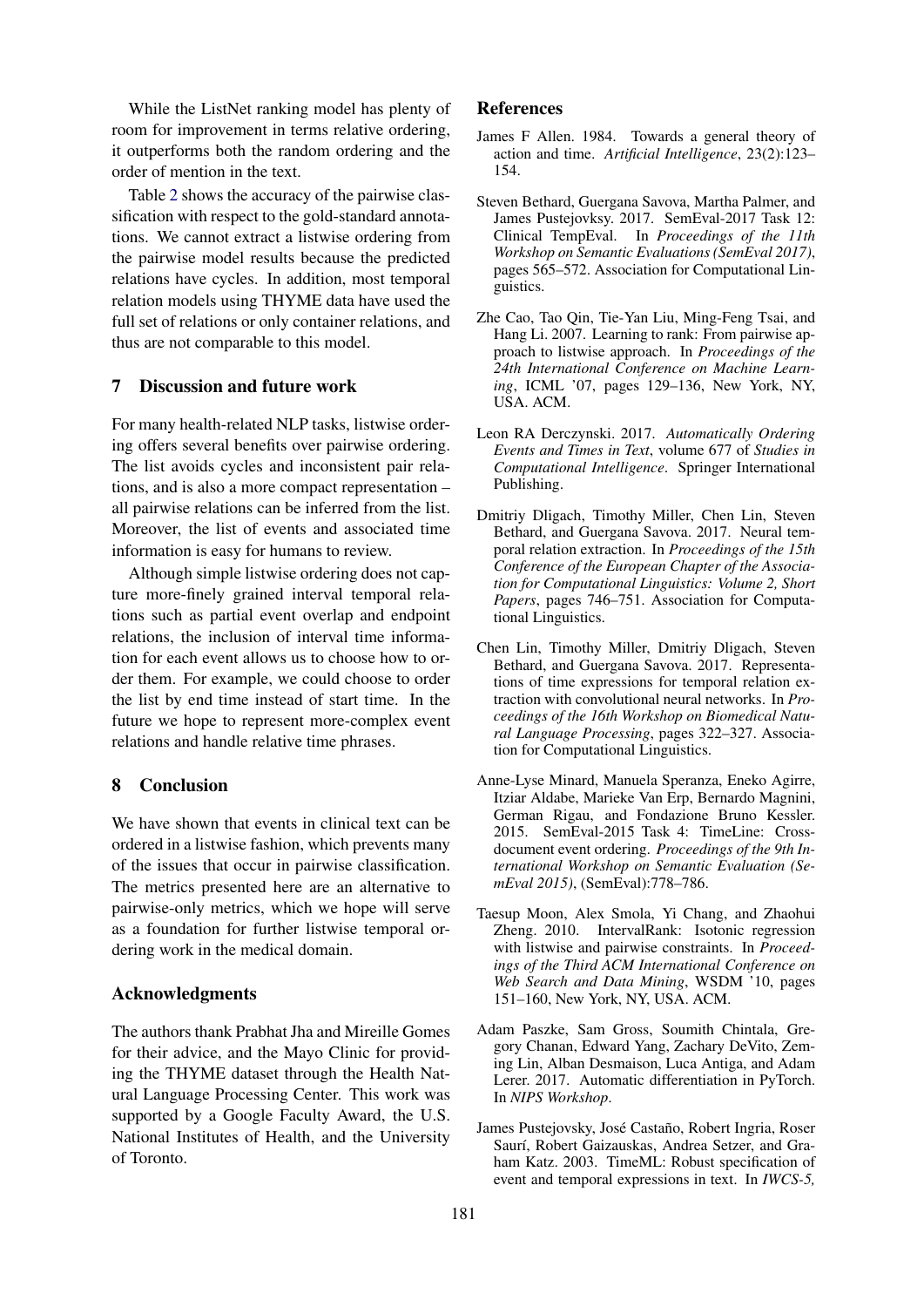While the ListNet ranking model has plenty of room for improvement in terms relative ordering, it outperforms both the random ordering and the order of mention in the text.

Table 2 shows the accuracy of the pairwise classification with respect to the gold-standard annotations. We cannot extract a listwise ordering from the pairwise model results because the predicted relations have cycles. In addition, most temporal relation models using THYME data have used the full set of relations or only container relations, and thus are not comparable to this model.

## 7 Discussion and future work

For many health-related NLP tasks, listwise ordering offers several benefits over pairwise ordering. The list avoids cycles and inconsistent pair relations, and is also a more compact representation – all pairwise relations can be inferred from the list. Moreover, the list of events and associated time information is easy for humans to review.

Although simple listwise ordering does not capture more-finely grained interval temporal relations such as partial event overlap and endpoint relations, the inclusion of interval time information for each event allows us to choose how to order them. For example, we could choose to order the list by end time instead of start time. In the future we hope to represent more-complex event relations and handle relative time phrases.

## 8 Conclusion

We have shown that events in clinical text can be ordered in a listwise fashion, which prevents many of the issues that occur in pairwise classification. The metrics presented here are an alternative to pairwise-only metrics, which we hope will serve as a foundation for further listwise temporal ordering work in the medical domain.

## Acknowledgments

The authors thank Prabhat Jha and Mireille Gomes for their advice, and the Mayo Clinic for providing the THYME dataset through the Health Natural Language Processing Center. This work was supported by a Google Faculty Award, the U.S. National Institutes of Health, and the University of Toronto.

## References

James F Allen. 1984. Towards a general theory of action and time. *Artificial Intelligence*, 23(2):123–154.

Steven Bethard, Guergana Savova, Martha Palmer, and James Pustejovksy. 2017. SemEval-2017 Task 12: Clinical TempEval. In *Proceedings of the 11th Workshop on Semantic Evaluations (SemEval 2017)*, pages 565–572. Association for Computational Linguistics.

Zhe Cao, Tao Qin, Tie-Yan Liu, Ming-Feng Tsai, and Hang Li. 2007. Learning to rank: From pairwise approach to listwise approach. In *Proceedings of the 24th International Conference on Machine Learning*, ICML '07, pages 129–136, New York, NY, USA. ACM.

Leon RA Derczynski. 2017. *Automatically Ordering Events and Times in Text*, volume 677 of *Studies in Computational Intelligence*. Springer International Publishing.

Dmitriy Dligach, Timothy Miller, Chen Lin, Steven Bethard, and Guergana Savova. 2017. Neural temporal relation extraction. In *Proceedings of the 15th Conference of the European Chapter of the Association for Computational Linguistics: Volume 2, Short Papers*, pages 746–751. Association for Computational Linguistics.

Chen Lin, Timothy Miller, Dmitriy Dligach, Steven Bethard, and Guergana Savova. 2017. Representations of time expressions for temporal relation extraction with convolutional neural networks. In *Proceedings of the 16th Workshop on Biomedical Natural Language Processing*, pages 322–327. Association for Computational Linguistics.

Anne-Lyse Minard, Manuela Speranza, Eneko Agirre, Itziar Aldabe, Marieke Van Erp, Bernardo Magnini, German Rigau, and Fondazione Bruno Kessler. 2015. SemEval-2015 Task 4: TimeLine: Cross-document event ordering. *Proceedings of the 9th International Workshop on Semantic Evaluation (SemEval 2015)*, (SemEval):778–786.

Taesup Moon, Alex Smola, Yi Chang, and Zhaohui Zheng. 2010. IntervalRank: Isotonic regression with listwise and pairwise constraints. In *Proceedings of the Third ACM International Conference on Web Search and Data Mining*, WSDM '10, pages 151–160, New York, NY, USA. ACM.

Adam Paszke, Sam Gross, Soumith Chintala, Gregory Chanan, Edward Yang, Zachary DeVito, Zeming Lin, Alban Desmaison, Luca Antiga, and Adam Lerer. 2017. Automatic differentiation in PyTorch. In *NIPS Workshop*.

James Pustejovsky, José Castaño, Robert Ingria, Roser Saurí, Robert Gaizauskas, Andrea Setzer, and Graham Katz. 2003. TimeML: Robust specification of event and temporal expressions in text. In *IWCS-5,*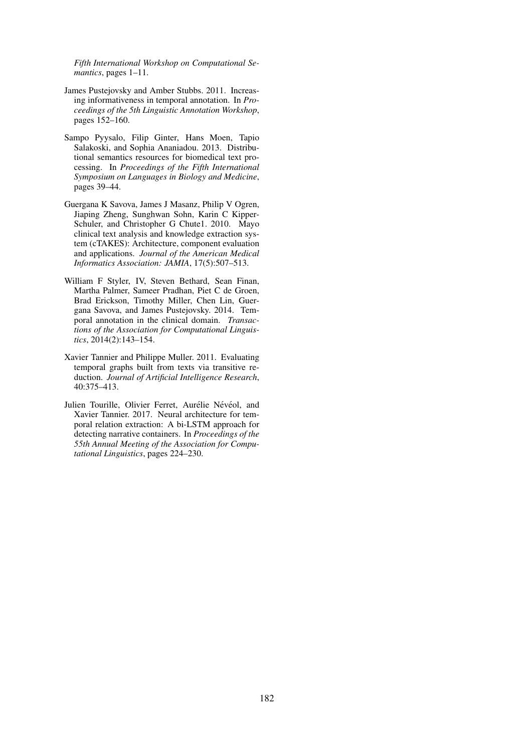*Fifth International Workshop on Computational Semantics*, pages 1–11.

James Pustejovsky and Amber Stubbs. 2011. Increasing informativeness in temporal annotation. In *Proceedings of the 5th Linguistic Annotation Workshop*, pages 152–160.

Sampo Pyysalo, Filip Ginter, Hans Moen, Tapio Salakoski, and Sophia Ananiadou. 2013. Distributional semantics resources for biomedical text processing. In *Proceedings of the Fifth International Symposium on Languages in Biology and Medicine*, pages 39–44.

Guergana K Savova, James J Masanz, Philip V Ogren, Jiaping Zheng, Sunghwan Sohn, Karin C Kipper-Schuler, and Christopher G Chute1. 2010. Mayo clinical text analysis and knowledge extraction system (cTAKES): Architecture, component evaluation and applications. *Journal of the American Medical Informatics Association: JAMIA*, 17(5):507–513.

William F Styler, IV, Steven Bethard, Sean Finan, Martha Palmer, Sameer Pradhan, Piet C de Groen, Brad Erickson, Timothy Miller, Chen Lin, Guergana Savova, and James Pustejovsky. 2014. Temporal annotation in the clinical domain. *Transactions of the Association for Computational Linguistics*, 2014(2):143–154.

Xavier Tannier and Philippe Muller. 2011. Evaluating temporal graphs built from texts via transitive reduction. *Journal of Artificial Intelligence Research*, 40:375–413.

Julien Tourille, Olivier Ferret, Aurélie Névéol, and Xavier Tannier. 2017. Neural architecture for temporal relation extraction: A bi-LSTM approach for detecting narrative containers. In *Proceedings of the 55th Annual Meeting of the Association for Computational Linguistics*, pages 224–230.